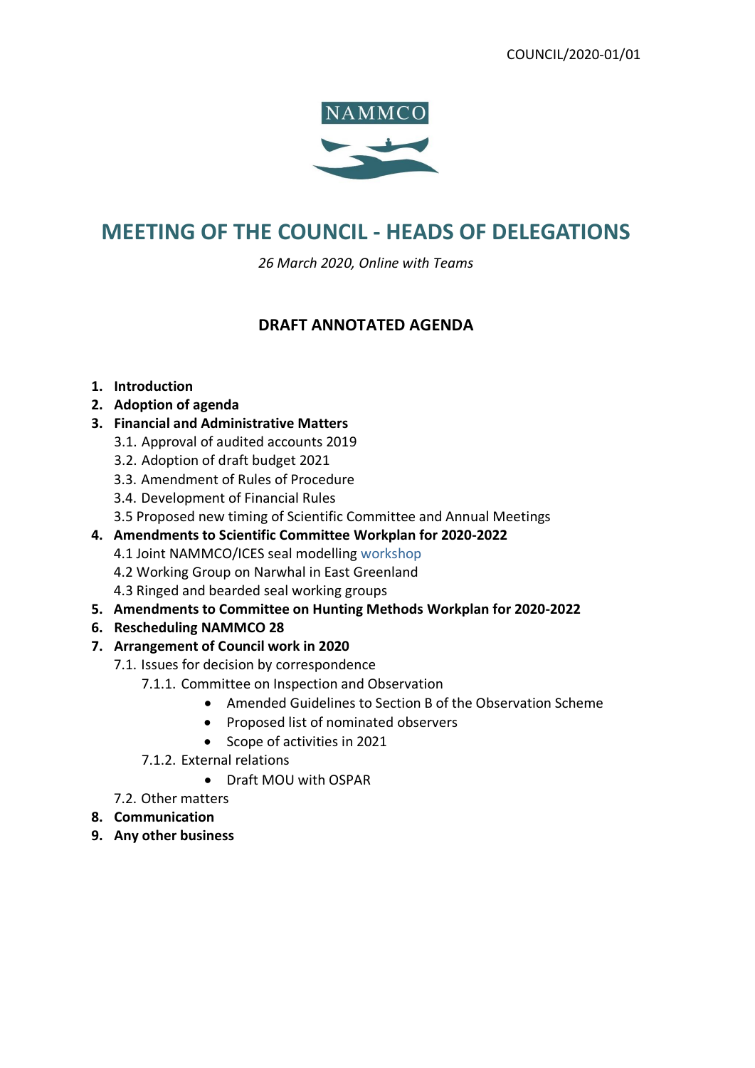COUNCIL/2020-01/01

NAMMCO

# MEETING OF THE COUNCIL - HEADS OF DELEGATIONS

*26 March 2020, Online with Teams*

## DRAFT ANNOTATED AGENDA

1. **Introduction**
2. **Adoption of agenda**
3. **Financial and Administrative Matters**
   - 3.1. Approval of audited accounts 2019
   - 3.2. Adoption of draft budget 2021
   - 3.3. Amendment of Rules of Procedure
   - 3.4. Development of Financial Rules
   - 3.5 Proposed new timing of Scientific Committee and Annual Meetings
4. **Amendments to Scientific Committee Workplan for 2020-2022**
   - 4.1 Joint NAMMCO/ICES seal modelling workshop
   - 4.2 Working Group on Narwhal in East Greenland
   - 4.3 Ringed and bearded seal working groups
5. **Amendments to Committee on Hunting Methods Workplan for 2020-2022**
6. **Rescheduling NAMMCO 28**
7. **Arrangement of Council work in 2020**
   - 7.1. Issues for decision by correspondence
     - 7.1.1. Committee on Inspection and Observation
       - Amended Guidelines to Section B of the Observation Scheme
       - Proposed list of nominated observers
       - Scope of activities in 2021
     - 7.1.2. External relations
       - Draft MOU with OSPAR
   - 7.2. Other matters
8. **Communication**
9. **Any other business**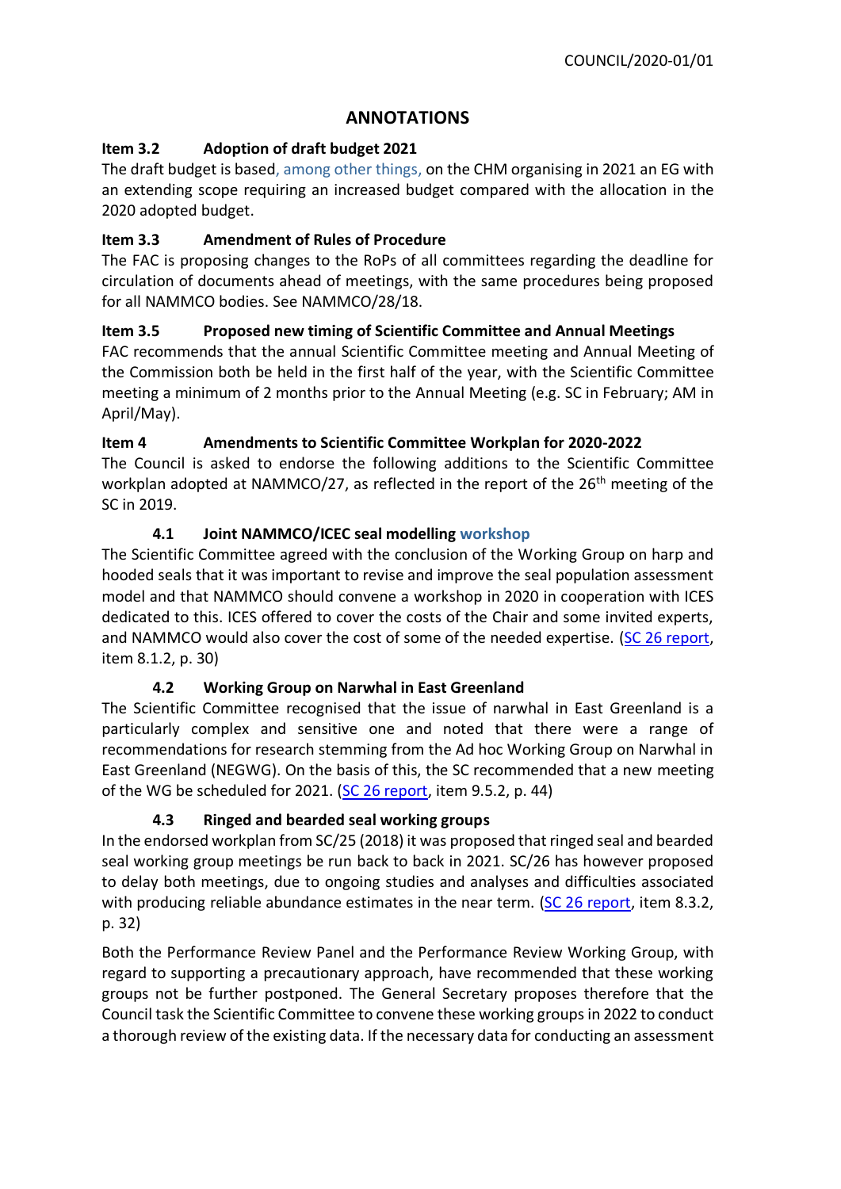# ANNOTATIONS

## Item 3.2 Adoption of draft budget 2021

The draft budget is based, among other things, on the CHM organising in 2021 an EG with an extending scope requiring an increased budget compared with the allocation in the 2020 adopted budget.

## Item 3.3 Amendment of Rules of Procedure

The FAC is proposing changes to the RoPs of all committees regarding the deadline for circulation of documents ahead of meetings, with the same procedures being proposed for all NAMMCO bodies. See NAMMCO/28/18.

## Item 3.5 Proposed new timing of Scientific Committee and Annual Meetings

FAC recommends that the annual Scientific Committee meeting and Annual Meeting of the Commission both be held in the first half of the year, with the Scientific Committee meeting a minimum of 2 months prior to the Annual Meeting (e.g. SC in February; AM in April/May).

## Item 4 Amendments to Scientific Committee Workplan for 2020-2022

The Council is asked to endorse the following additions to the Scientific Committee workplan adopted at NAMMCO/27, as reflected in the report of the 26th meeting of the SC in 2019.

### 4.1 Joint NAMMCO/ICEC seal modelling workshop

The Scientific Committee agreed with the conclusion of the Working Group on harp and hooded seals that it was important to revise and improve the seal population assessment model and that NAMMCO should convene a workshop in 2020 in cooperation with ICES dedicated to this. ICES offered to cover the costs of the Chair and some invited experts, and NAMMCO would also cover the cost of some of the needed expertise. (SC 26 report, item 8.1.2, p. 30)

### 4.2 Working Group on Narwhal in East Greenland

The Scientific Committee recognised that the issue of narwhal in East Greenland is a particularly complex and sensitive one and noted that there were a range of recommendations for research stemming from the Ad hoc Working Group on Narwhal in East Greenland (NEGWG). On the basis of this, the SC recommended that a new meeting of the WG be scheduled for 2021. (SC 26 report, item 9.5.2, p. 44)

### 4.3 Ringed and bearded seal working groups

In the endorsed workplan from SC/25 (2018) it was proposed that ringed seal and bearded seal working group meetings be run back to back in 2021. SC/26 has however proposed to delay both meetings, due to ongoing studies and analyses and difficulties associated with producing reliable abundance estimates in the near term. (SC 26 report, item 8.3.2, p. 32)

Both the Performance Review Panel and the Performance Review Working Group, with regard to supporting a precautionary approach, have recommended that these working groups not be further postponed. The General Secretary proposes therefore that the Council task the Scientific Committee to convene these working groups in 2022 to conduct a thorough review of the existing data. If the necessary data for conducting an assessment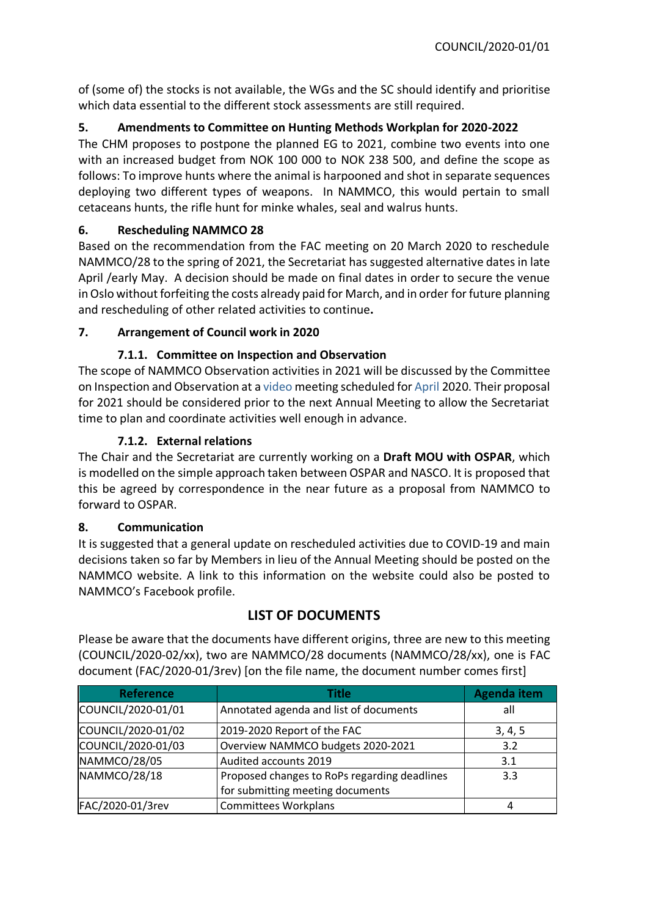of (some of) the stocks is not available, the WGs and the SC should identify and prioritise which data essential to the different stock assessments are still required.

## 5. Amendments to Committee on Hunting Methods Workplan for 2020-2022

The CHM proposes to postpone the planned EG to 2021, combine two events into one with an increased budget from NOK 100 000 to NOK 238 500, and define the scope as follows: To improve hunts where the animal is harpooned and shot in separate sequences deploying two different types of weapons. In NAMMCO, this would pertain to small cetaceans hunts, the rifle hunt for minke whales, seal and walrus hunts.

## 6. Rescheduling NAMMCO 28

Based on the recommendation from the FAC meeting on 20 March 2020 to reschedule NAMMCO/28 to the spring of 2021, the Secretariat has suggested alternative dates in late April /early May. A decision should be made on final dates in order to secure the venue in Oslo without forfeiting the costs already paid for March, and in order for future planning and rescheduling of other related activities to continue**.**

## 7. Arrangement of Council work in 2020

### 7.1.1. Committee on Inspection and Observation

The scope of NAMMCO Observation activities in 2021 will be discussed by the Committee on Inspection and Observation at a video meeting scheduled for April 2020. Their proposal for 2021 should be considered prior to the next Annual Meeting to allow the Secretariat time to plan and coordinate activities well enough in advance.

### 7.1.2. External relations

The Chair and the Secretariat are currently working on a **Draft MOU with OSPAR**, which is modelled on the simple approach taken between OSPAR and NASCO. It is proposed that this be agreed by correspondence in the near future as a proposal from NAMMCO to forward to OSPAR.

## 8. Communication

It is suggested that a general update on rescheduled activities due to COVID-19 and main decisions taken so far by Members in lieu of the Annual Meeting should be posted on the NAMMCO website. A link to this information on the website could also be posted to NAMMCO's Facebook profile.

# LIST OF DOCUMENTS

Please be aware that the documents have different origins, three are new to this meeting (COUNCIL/2020-02/xx), two are NAMMCO/28 documents (NAMMCO/28/xx), one is FAC document (FAC/2020-01/3rev) [on the file name, the document number comes first]

| Reference | Title | Agenda item |
|---|---|---|
| COUNCIL/2020-01/01 | Annotated agenda and list of documents | all |
| COUNCIL/2020-01/02 | 2019-2020 Report of the FAC | 3, 4, 5 |
| COUNCIL/2020-01/03 | Overview NAMMCO budgets 2020-2021 | 3.2 |
| NAMMCO/28/05 | Audited accounts 2019 | 3.1 |
| NAMMCO/28/18 | Proposed changes to RoPs regarding deadlines for submitting meeting documents | 3.3 |
| FAC/2020-01/3rev | Committees Workplans | 4 |